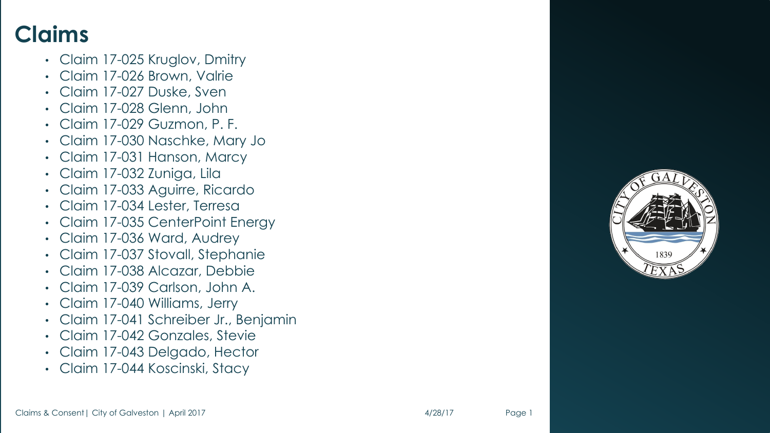# Claims

- Claim 17-025 Kruglov, Dmitry
- Claim 17-026 Brown, Valrie
- Claim 17-027 Duske, Sven
- Claim 17-028 Glenn, John
- Claim 17-029 Guzmon, P. F.
- Claim 17-030 Naschke, Mary Jo
- Claim 17-031 Hanson, Marcy
- Claim 17-032 Zuniga, Lila
- Claim 17-033 Aguirre, Ricardo
- Claim 17-034 Lester, Terresa
- Claim 17-035 CenterPoint Energy
- Claim 17-036 Ward, Audrey
- Claim 17-037 Stovall, Stephanie
- Claim 17-038 Alcazar, Debbie
- Claim 17-039 Carlson, John A.
- Claim 17-040 Williams, Jerry
- Claim 17-041 Schreiber Jr., Benjamin
- Claim 17-042 Gonzales, Stevie
- Claim 17-043 Delgado, Hector
- Claim 17-044 Koscinski, Stacy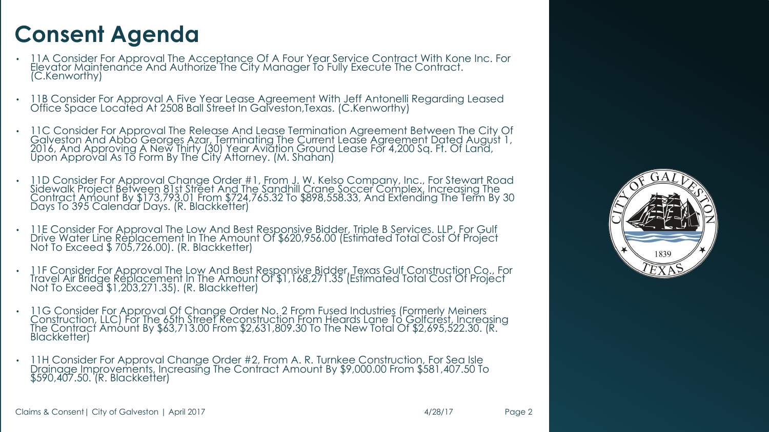# Consent Agenda

- 11A Consider For Approval The Acceptance Of A Four Year Service Contract With Kone Inc. For Elevator Maintenance And Authorize The City Manager To Fully Execute The Contract. (C.Kenworthy)
- 11B Consider For Approval A Five Year Lease Agreement With Jeff Antonelli Regarding Leased Office Space Located At 2508 Ball Street In Galveston,Texas. (C.Kenworthy)
- 11C Consider For Approval The Release And Lease Termination Agreement Between The City Of Galveston And Abbo Georges Azar, Terminating The Current Lease Agreement Dated August 1, 2016, And Approving A New Thirty (30) Year Aviation Ground Lease For 4,200 Sq. Ft. Of Land, Upon Approval As To Form By The City Attorney. (M. Shahan)
- 11D Consider For Approval Change Order #1, From J. W. Kelso Company, Inc., For Stewart Road Sidewalk Project Between 81st Street And The Sandhill Crane Soccer Complex, Increasing The Contract Amount By $173,793.01 From $724,765.32 To $898,558.33, And Extending The Term By 30 Days To 395 Calendar Days. (R. Blackketter)
- 11E Consider For Approval The Low And Best Responsive Bidder, Triple B Services. LLP, For Gulf Drive Water Line Replacement In The Amount Of $620,956.00 (Estimated Total Cost Of Project Not To Exceed $ 705,726.00). (R. Blackketter)
- 11F Consider For Approval The Low And Best Responsive Bidder, Texas Gulf Construction Co., For Travel Air Bridge Replacement In The Amount Of $1,168,271.35 (Estimated Total Cost Of Project Not To Exceed $1,203,271.35). (R. Blackketter)
- 11G Consider For Approval Of Change Order No. 2 From Fused Industries (Formerly Meiners Construction, LLC) For The 65th Street Reconstruction From Heards Lane To Golfcrest, Increasing The Contract Amount By $63,713.00 From $2,631,809.30 To The New Total Of $2,695,522.30. (R. Blackketter)
- 11H Consider For Approval Change Order #2, From A. R. Turnkee Construction, For Sea Isle Drainage Improvements, Increasing The Contract Amount By $9,000.00 From $581,407.50 To $590,407.50. (R. Blackketter)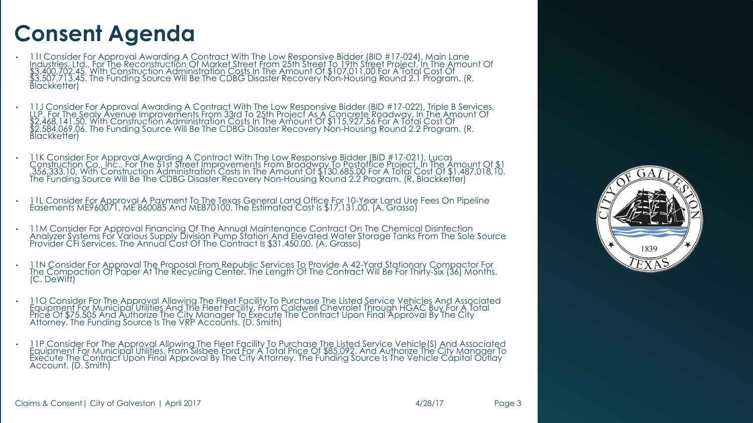# Consent Agenda

- 11I Consider For Approval Awarding A Contract With The Low Responsive Bidder (BID #17-024), Main Lane Industries, Ltd., For The Reconstruction Of Market Street From 25th Street To 19th Street Project, In The Amount Of $3,400,702.45, With Construction Administration Costs In The Amount Of $107,011.00 For A Total Cost Of $3,507,713.45. The Funding Source Will Be The CDBG Disaster Recovery Non-Housing Round 2.1 Program. (R. Blackketter)

- 11J Consider For Approval Awarding A Contract With The Low Responsive Bidder (BID #17-022), Triple B Services, LLP, For The Sealy Avenue Improvements From 33rd To 25th Project As A Concrete Roadway, In The Amount Of $2,468,141.50, With Construction Administration Costs In The Amount Of $115,927.56 For A Total Cost Of $2,584,069.06. The Funding Source Will Be The CDBG Disaster Recovery Non-Housing Round 2.2 Program. (R. Blackketter)

- 11K Consider For Approval Awarding A Contract With The Low Responsive Bidder (BID #17-021), Lucas Construction Co., Inc., For The 51st Street Improvements From Broadway To Postoffice Project, In The Amount Of $1 ,356,333.10, With Construction Administration Costs In The Amount Of $130,685.00 For A Total Cost Of $1,487,018.10. The Funding Source Will Be The CDBG Disaster Recovery Non-Housing Round 2.2 Program. (R. Blackketter)

- 11L Consider For Approval A Payment To The Texas General Land Office For 10-Year Land Use Fees On Pipeline Easements ME960071, ME 860085 And ME870100. The Estimated Cost Is $17,131.00. (A. Grasso)

- 11M Consider For Approval Financing Of The Annual Maintenance Contract On The Chemical Disinfection Analyzer Systems For Various Supply Division Pump Station And Elevated Water Storage Tanks From The Sole Source Provider CFI Services. The Annual Cost Of The Contract Is $31,450.00. (A. Grasso)

- 11N Consider For Approval The Proposal From Republic Services To Provide A 42-Yard Stationary Compactor For The Compaction Of Paper At The Recycling Center. The Length Of The Contract Will Be For Thirty-Six (36) Months. (C. DeWitt)

- 11O Consider For The Approval Allowing The Fleet Facility To Purchase The Listed Service Vehicles And Associated Equipment For Municipal Utilities And The Fleet Facility, From Caldwell Chevrolet Through HGAC Buy For A Total Price Of $75,505 And Authorize The City Manager To Execute The Contract Upon Final Approval By The City Attorney. The Funding Source Is The VRP Accounts. (D. Smith)

- 11P Consider For The Approval Allowing The Fleet Facility To Purchase The Listed Service Vehicle(S) And Associated Equipment For Municipal Utilities, From Silsbee Ford For A Total Price Of $85,092. And Authorize The City Manager To Execute The Contract Upon Final Approval By The City Attorney. The Funding Source Is The Vehicle Capital Outlay Account. (D. Smith)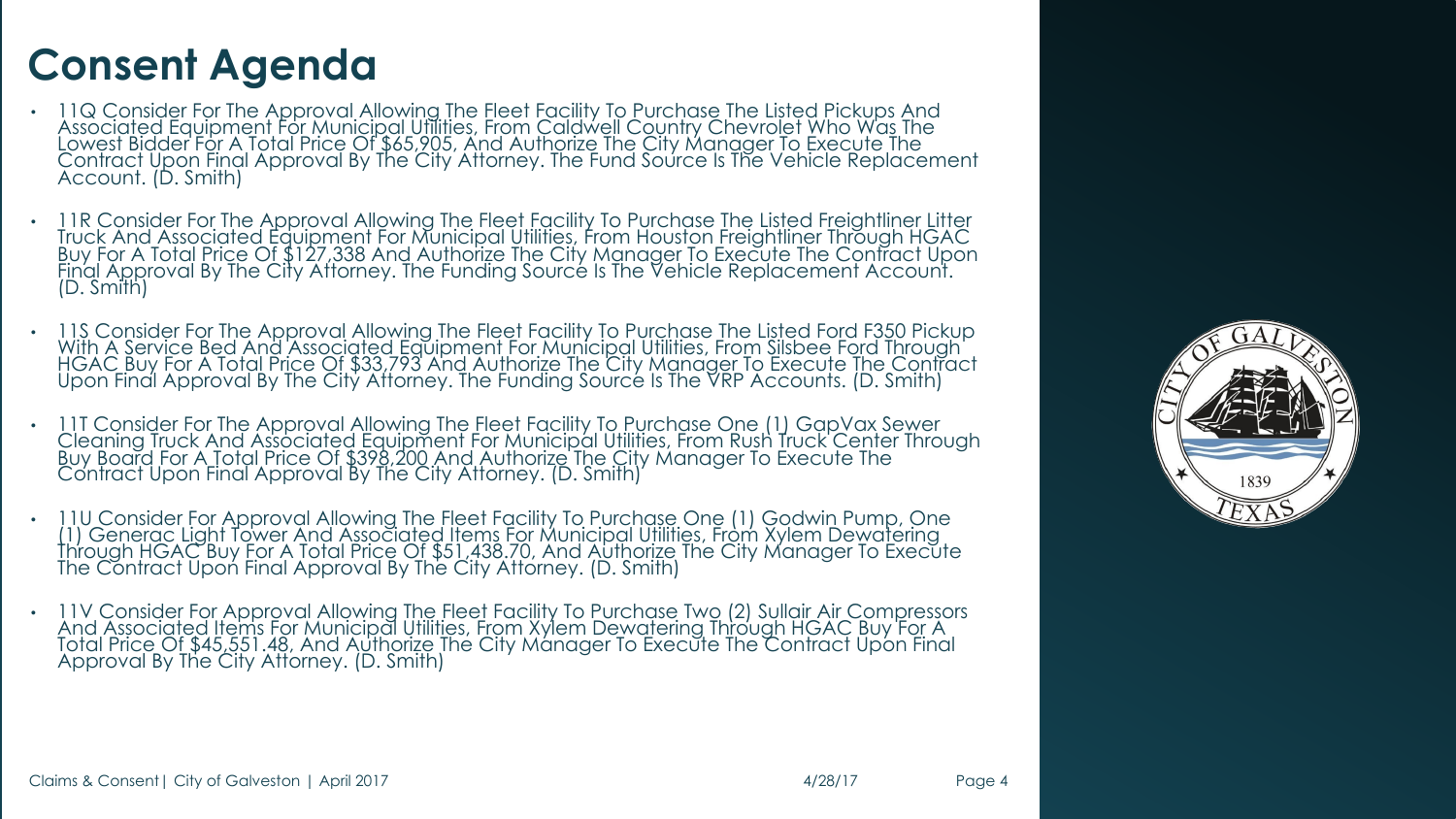# Consent Agenda

- 11Q Consider For The Approval Allowing The Fleet Facility To Purchase The Listed Pickups And Associated Equipment For Municipal Utilities, From Caldwell Country Chevrolet Who Was The Lowest Bidder For A Total Price Of $65,905, And Authorize The City Manager To Execute The Contract Upon Final Approval By The City Attorney. The Fund Source Is The Vehicle Replacement Account. (D. Smith)

- 11R Consider For The Approval Allowing The Fleet Facility To Purchase The Listed Freightliner Litter Truck And Associated Equipment For Municipal Utilities, From Houston Freightliner Through HGAC Buy For A Total Price Of $127,338 And Authorize The City Manager To Execute The Contract Upon Final Approval By The City Attorney. The Funding Source Is The Vehicle Replacement Account. (D. Smith)

- 11S Consider For The Approval Allowing The Fleet Facility To Purchase The Listed Ford F350 Pickup With A Service Bed And Associated Equipment For Municipal Utilities, From Silsbee Ford Through HGAC Buy For A Total Price Of $33,793 And Authorize The City Manager To Execute The Contract Upon Final Approval By The City Attorney. The Funding Source Is The VRP Accounts. (D. Smith)

- 11T Consider For The Approval Allowing The Fleet Facility To Purchase One (1) GapVax Sewer Cleaning Truck And Associated Equipment For Municipal Utilities, From Rush Truck Center Through Buy Board For A Total Price Of $398,200 And Authorize The City Manager To Execute The Contract Upon Final Approval By The City Attorney. (D. Smith)

- 11U Consider For Approval Allowing The Fleet Facility To Purchase One (1) Godwin Pump, One (1) Generac Light Tower And Associated Items For Municipal Utilities, From Xylem Dewatering Through HGAC Buy For A Total Price Of $51,438.70, And Authorize The City Manager To Execute The Contract Upon Final Approval By The City Attorney. (D. Smith)

- 11V Consider For Approval Allowing The Fleet Facility To Purchase Two (2) Sullair Air Compressors And Associated Items For Municipal Utilities, From Xylem Dewatering Through HGAC Buy For A Total Price Of $45,551.48, And Authorize The City Manager To Execute The Contract Upon Final Approval By The City Attorney. (D. Smith)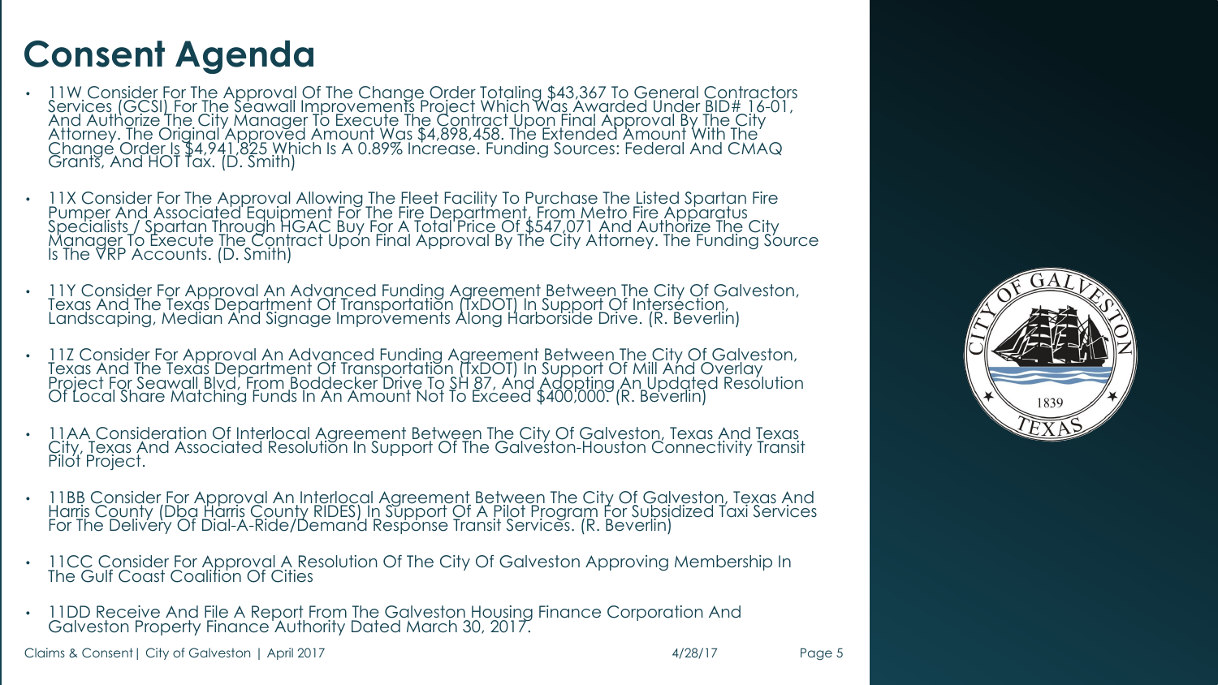# Consent Agenda

- 11W Consider For The Approval Of The Change Order Totaling $43,367 To General Contractors Services (GCSI) For The Seawall Improvements Project Which Was Awarded Under BID# 16-01, And Authorize The City Manager To Execute The Contract Upon Final Approval By The City Attorney. The Original Approved Amount Was $4,898,458. The Extended Amount With The Change Order Is $4,941,825 Which Is A 0.89% Increase. Funding Sources: Federal And CMAQ Grants, And HOT Tax. (D. Smith)

- 11X Consider For The Approval Allowing The Fleet Facility To Purchase The Listed Spartan Fire Pumper And Associated Equipment For The Fire Department, From Metro Fire Apparatus Specialists / Spartan Through HGAC Buy For A Total Price Of $547,071 And Authorize The City Manager To Execute The Contract Upon Final Approval By The City Attorney. The Funding Source Is The VRP Accounts. (D. Smith)

- 11Y Consider For Approval An Advanced Funding Agreement Between The City Of Galveston, Texas And The Texas Department Of Transportation (TxDOT) In Support Of Intersection, Landscaping, Median And Signage Improvements Along Harborside Drive. (R. Beverlin)

- 11Z Consider For Approval An Advanced Funding Agreement Between The City Of Galveston, Texas And The Texas Department Of Transportation (TxDOT) In Support Of Mill And Overlay Project For Seawall Blvd, From Boddecker Drive To SH 87, And Adopting An Updated Resolution Of Local Share Matching Funds In An Amount Not To Exceed $400,000. (R. Beverlin)

- 11AA Consideration Of Interlocal Agreement Between The City Of Galveston, Texas And Texas City, Texas And Associated Resolution In Support Of The Galveston-Houston Connectivity Transit Pilot Project.

- 11BB Consider For Approval An Interlocal Agreement Between The City Of Galveston, Texas And Harris County (Dba Harris County RIDES) In Support Of A Pilot Program For Subsidized Taxi Services For The Delivery Of Dial-A-Ride/Demand Response Transit Services. (R. Beverlin)

- 11CC Consider For Approval A Resolution Of The City Of Galveston Approving Membership In The Gulf Coast Coalition Of Cities

- 11DD Receive And File A Report From The Galveston Housing Finance Corporation And Galveston Property Finance Authority Dated March 30, 2017.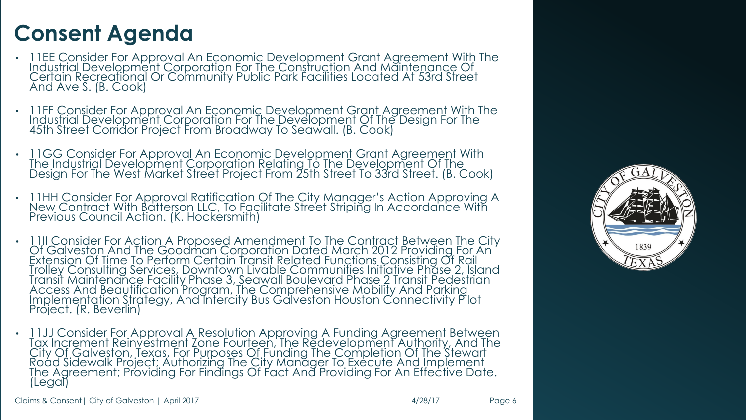# Consent Agenda

- 11EE Consider For Approval An Economic Development Grant Agreement With The Industrial Development Corporation For The Construction And Maintenance Of Certain Recreational Or Community Public Park Facilities Located At 53rd Street And Ave S. (B. Cook)
- 11FF Consider For Approval An Economic Development Grant Agreement With The Industrial Development Corporation For The Development Of The Design For The 45th Street Corridor Project From Broadway To Seawall. (B. Cook)
- 11GG Consider For Approval An Economic Development Grant Agreement With The Industrial Development Corporation Relating To The Development Of The Design For The West Market Street Project From 25th Street To 33rd Street. (B. Cook)
- 11HH Consider For Approval Ratification Of The City Manager's Action Approving A New Contract With Batterson LLC, To Facilitate Street Striping In Accordance With Previous Council Action. (K. Hockersmith)
- 11II Consider For Action A Proposed Amendment To The Contract Between The City Of Galveston And The Goodman Corporation Dated March 2012 Providing For An Extension Of Time To Perform Certain Transit Related Functions Consisting Of Rail Trolley Consulting Services, Downtown Livable Communities Initiative Phase 2, Island Transit Maintenance Facility Phase 3, Seawall Boulevard Phase 2 Transit Pedestrian Access And Beautification Program, The Comprehensive Mobility And Parking Implementation Strategy, And Intercity Bus Galveston Houston Connectivity Pilot Project. (R. Beverlin)
- 11JJ Consider For Approval A Resolution Approving A Funding Agreement Between Tax Increment Reinvestment Zone Fourteen, The Redevelopment Authority, And The City Of Galveston, Texas, For Purposes Of Funding The Completion Of The Stewart Road Sidewalk Project; Authorizing The City Manager To Execute And Implement The Agreement; Providing For Findings Of Fact And Providing For An Effective Date. (Legal)